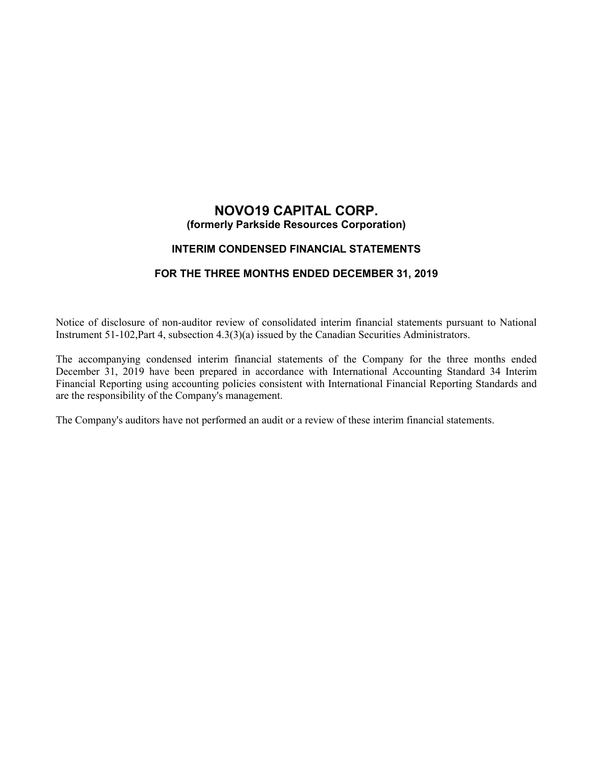# NOVO19 CAPITAL CORP.

**(formerly Parkside Resources Corporation)**

## INTERIM CONDENSED FINANCIAL STATEMENTS

## FOR THE THREE MONTHS ENDED DECEMBER 31, 2019

Notice of disclosure of non-auditor review of consolidated interim financial statements pursuant to National Instrument 51-102,Part 4, subsection 4.3(3)(a) issued by the Canadian Securities Administrators.

The accompanying condensed interim financial statements of the Company for the three months ended December 31, 2019 have been prepared in accordance with International Accounting Standard 34 Interim Financial Reporting using accounting policies consistent with International Financial Reporting Standards and are the responsibility of the Company's management.

The Company's auditors have not performed an audit or a review of these interim financial statements.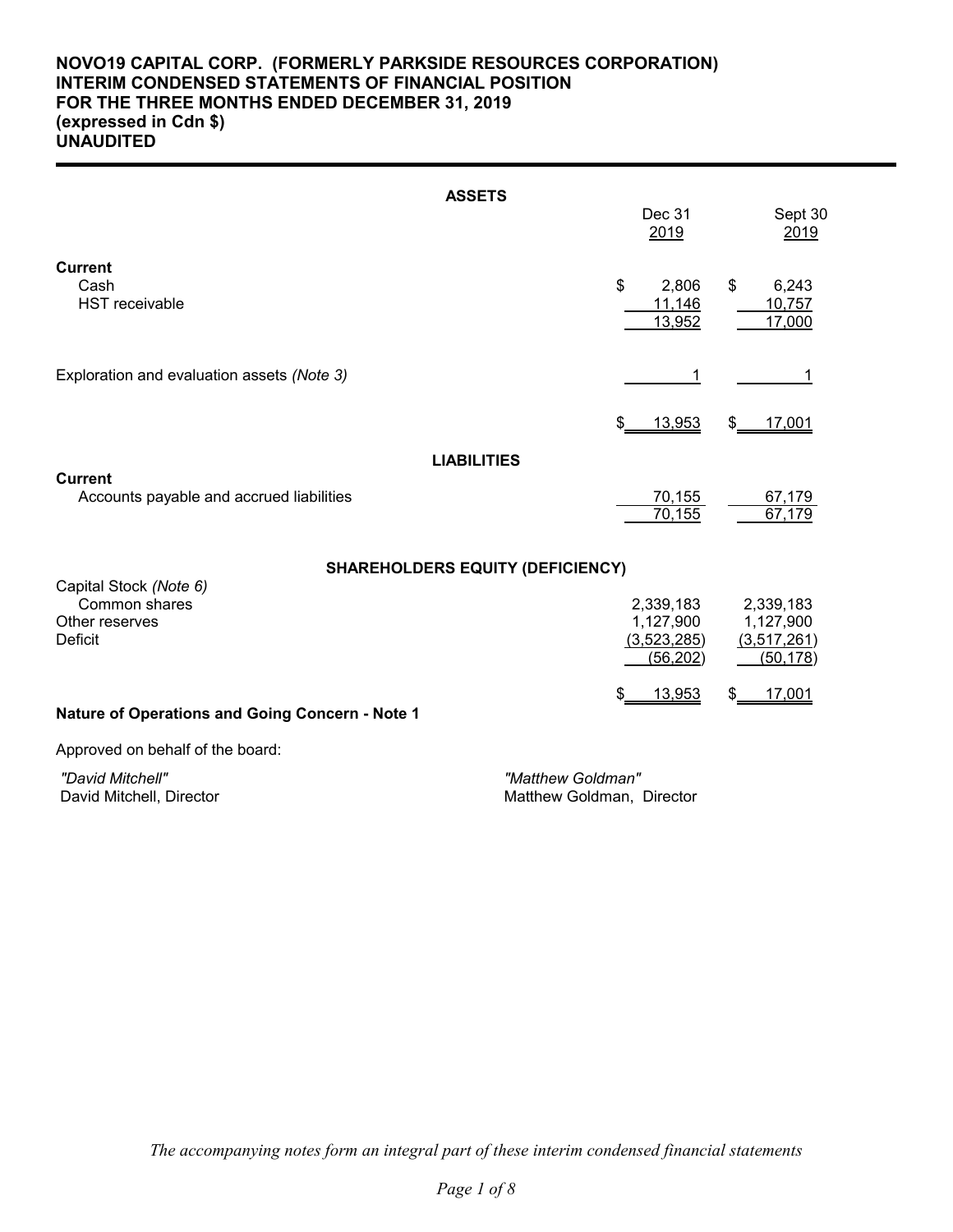**NOVO19 CAPITAL CORP. (FORMERLY PARKSIDE RESOURCES CORPORATION)**
**INTERIM CONDENSED STATEMENTS OF FINANCIAL POSITION**
**FOR THE THREE MONTHS ENDED DECEMBER 31, 2019**
**(expressed in Cdn $)**
**UNAUDITED**

| | Dec 31 2019 | Sept 30 2019 |
|---|---|---|
| **ASSETS** | | |
| **Current** | | |
| Cash | $ 2,806 | $ 6,243 |
| HST receivable | 11,146 | 10,757 |
| | 13,952 | 17,000 |
| Exploration and evaluation assets *(Note 3)* | 1 | 1 |
| | $ 13,953 | $ 17,001 |
| **LIABILITIES** | | |
| **Current** | | |
| Accounts payable and accrued liabilities | 70,155 | 67,179 |
| | 70,155 | 67,179 |
| **SHAREHOLDERS EQUITY (DEFICIENCY)** | | |
| Capital Stock *(Note 6)* | | |
| Common shares | 2,339,183 | 2,339,183 |
| Other reserves | 1,127,900 | 1,127,900 |
| Deficit | (3,523,285) | (3,517,261) |
| | (56,202) | (50,178) |
| | $ 13,953 | $ 17,001 |

**Nature of Operations and Going Concern - Note 1**

Approved on behalf of the board:

*"David Mitchell"*
David Mitchell, Director

*"Matthew Goldman"*
Matthew Goldman, Director

*The accompanying notes form an integral part of these interim condensed financial statements*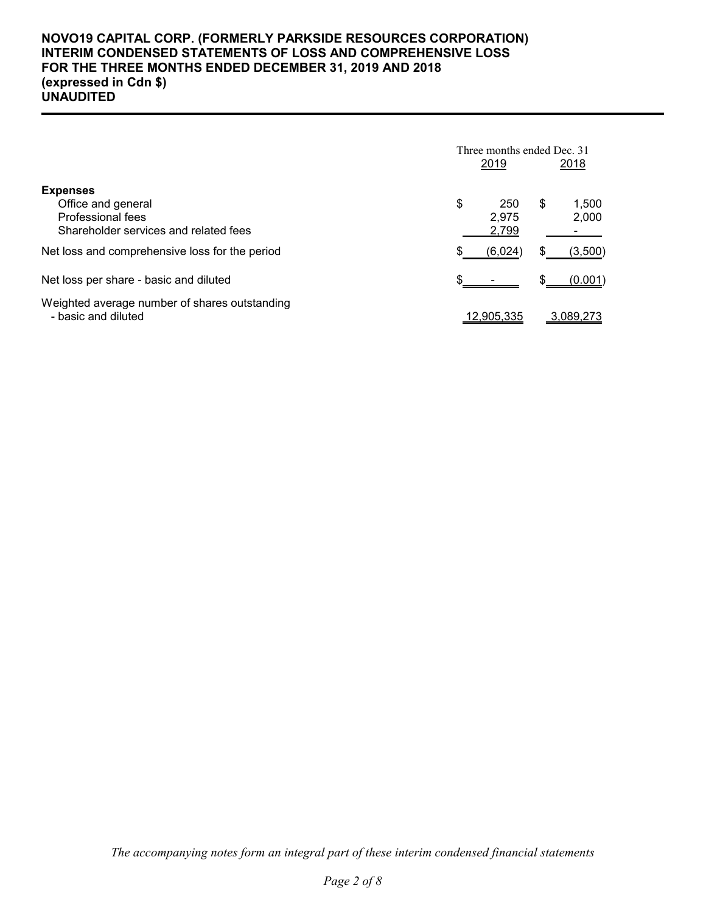**NOVO19 CAPITAL CORP. (FORMERLY PARKSIDE RESOURCES CORPORATION)**
**INTERIM CONDENSED STATEMENTS OF LOSS AND COMPREHENSIVE LOSS**
**FOR THE THREE MONTHS ENDED DECEMBER 31, 2019 AND 2018**
**(expressed in Cdn $)**
**UNAUDITED**

| | Three months ended Dec. 31 | |
|---|---|---|
| | 2019 | 2018 |
| **Expenses** | | |
| Office and general | $ 250 | $ 1,500 |
| Professional fees | 2,975 | 2,000 |
| Shareholder services and related fees | 2,799 | - |
| Net loss and comprehensive loss for the period | $ (6,024) | $ (3,500) |
| Net loss per share - basic and diluted | $ - | $ (0.001) |
| Weighted average number of shares outstanding - basic and diluted | 12,905,335 | 3,089,273 |

*The accompanying notes form an integral part of these interim condensed financial statements*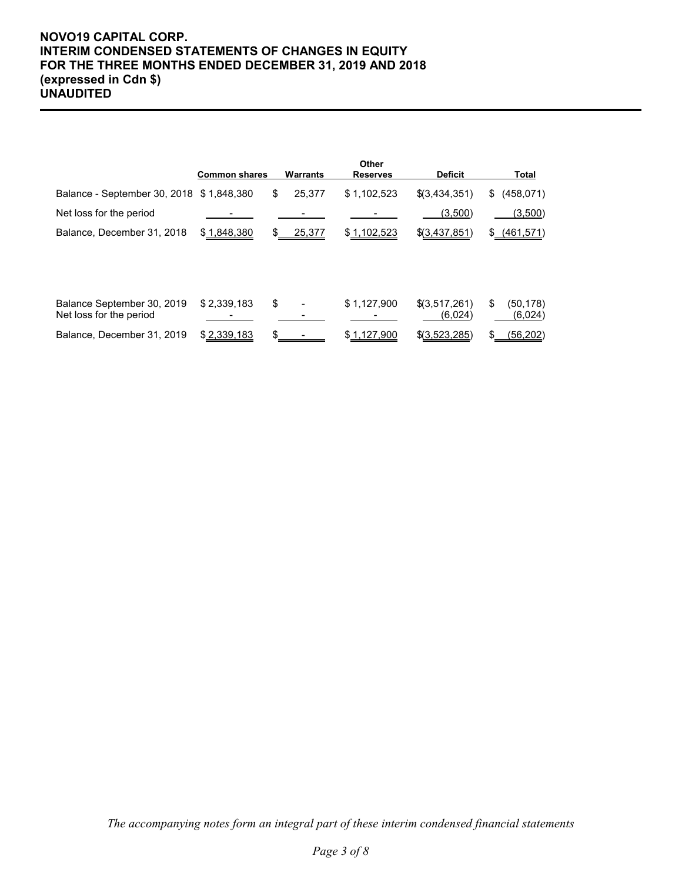**NOVO19 CAPITAL CORP.**
**INTERIM CONDENSED STATEMENTS OF CHANGES IN EQUITY**
**FOR THE THREE MONTHS ENDED DECEMBER 31, 2019 AND 2018**
**(expressed in Cdn $)**
**UNAUDITED**

| | Common shares | Warrants | Other Reserves | Deficit | Total |
|---|---|---|---|---|---|
| Balance - September 30, 2018 | $ 1,848,380 | $ 25,377 | $ 1,102,523 | $(3,434,351) | $ (458,071) |
| Net loss for the period | - | - | - | (3,500) | (3,500) |
| Balance, December 31, 2018 | $ 1,848,380 | $ 25,377 | $ 1,102,523 | $(3,437,851) | $ (461,571) |
| | | | | | |
| Balance September 30, 2019 | $ 2,339,183 | $ - | $ 1,127,900 | $(3,517,261) | $ (50,178) |
| Net loss for the period | - | - | - | (6,024) | (6,024) |
| Balance, December 31, 2019 | $ 2,339,183 | $ - | $ 1,127,900 | $(3,523,285) | $ (56,202) |

*The accompanying notes form an integral part of these interim condensed financial statements*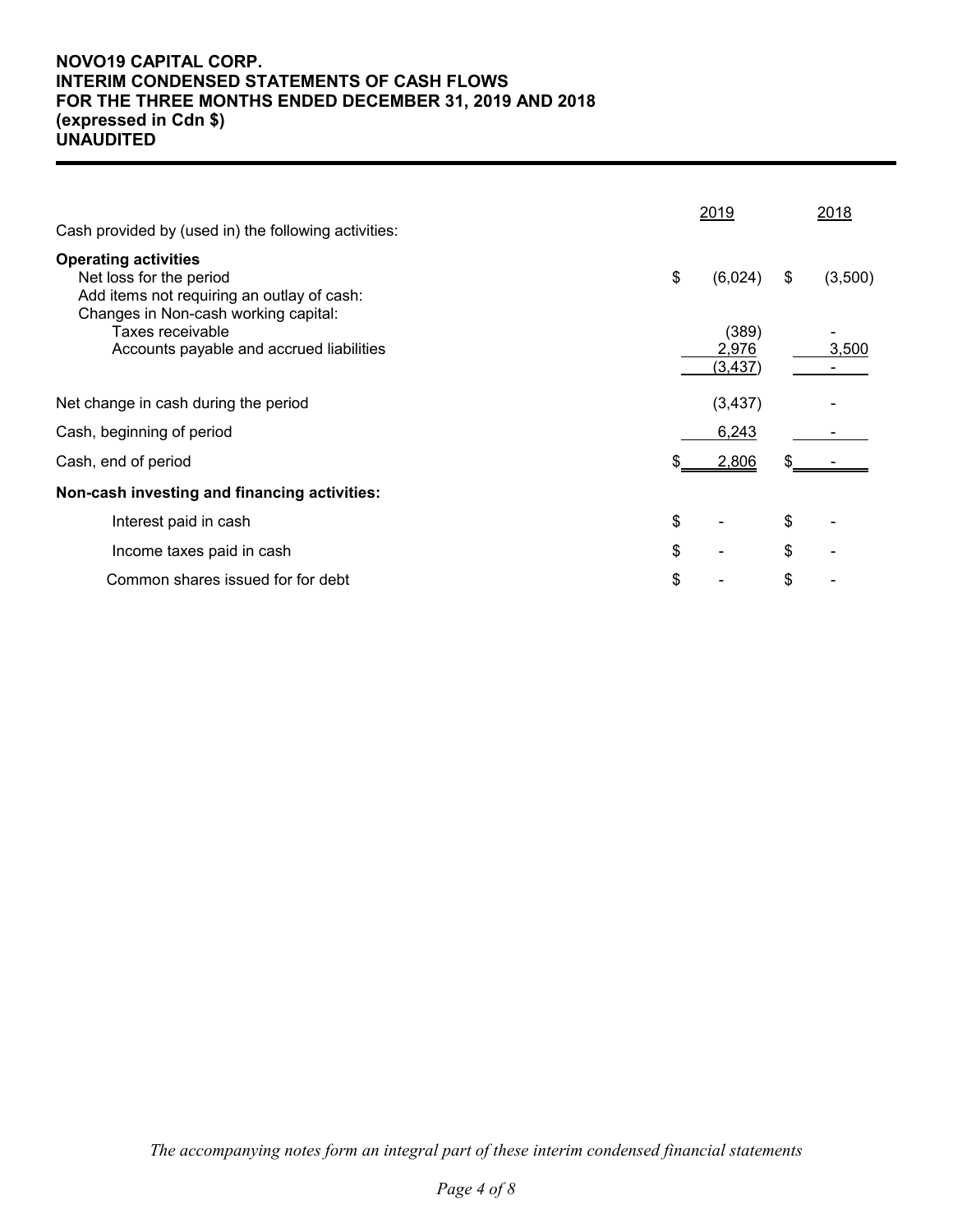**NOVO19 CAPITAL CORP.**
**INTERIM CONDENSED STATEMENTS OF CASH FLOWS**
**FOR THE THREE MONTHS ENDED DECEMBER 31, 2019 AND 2018**
**(expressed in Cdn $)**
**UNAUDITED**

| | 2019 | 2018 |
|---|---|---|
| Cash provided by (used in) the following activities: | | |
| **Operating activities** | | |
| Net loss for the period | $ (6,024) | $ (3,500) |
| Add items not requiring an outlay of cash: | | |
| Changes in Non-cash working capital: | | |
| Taxes receivable | (389) | - |
| Accounts payable and accrued liabilities | 2,976 | 3,500 |
| | (3,437) | - |
| Net change in cash during the period | (3,437) | - |
| Cash, beginning of period | 6,243 | - |
| Cash, end of period | $ 2,806 | $ - |
| **Non-cash investing and financing activities:** | | |
| Interest paid in cash | $ - | $ - |
| Income taxes paid in cash | $ - | $ - |
| Common shares issued for for debt | $ - | $ - |

*The accompanying notes form an integral part of these interim condensed financial statements*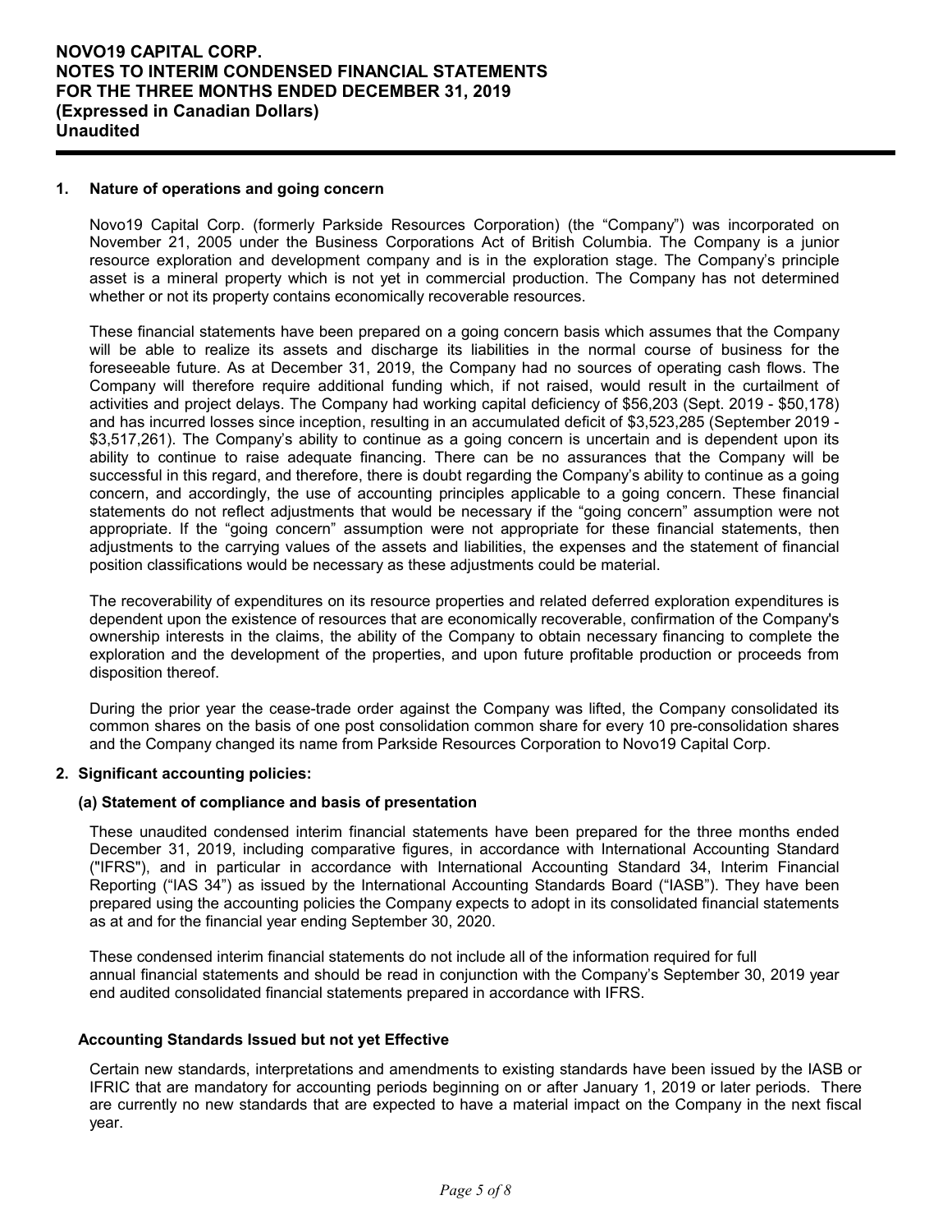# NOVO19 CAPITAL CORP.
# NOTES TO INTERIM CONDENSED FINANCIAL STATEMENTS
# FOR THE THREE MONTHS ENDED DECEMBER 31, 2019
# (Expressed in Canadian Dollars)
# Unaudited

## 1. Nature of operations and going concern

Novo19 Capital Corp. (formerly Parkside Resources Corporation) (the "Company") was incorporated on November 21, 2005 under the Business Corporations Act of British Columbia. The Company is a junior resource exploration and development company and is in the exploration stage. The Company's principle asset is a mineral property which is not yet in commercial production. The Company has not determined whether or not its property contains economically recoverable resources.

These financial statements have been prepared on a going concern basis which assumes that the Company will be able to realize its assets and discharge its liabilities in the normal course of business for the foreseeable future. As at December 31, 2019, the Company had no sources of operating cash flows. The Company will therefore require additional funding which, if not raised, would result in the curtailment of activities and project delays. The Company had working capital deficiency of $56,203 (Sept. 2019 - $50,178) and has incurred losses since inception, resulting in an accumulated deficit of $3,523,285 (September 2019 - $3,517,261). The Company's ability to continue as a going concern is uncertain and is dependent upon its ability to continue to raise adequate financing. There can be no assurances that the Company will be successful in this regard, and therefore, there is doubt regarding the Company's ability to continue as a going concern, and accordingly, the use of accounting principles applicable to a going concern. These financial statements do not reflect adjustments that would be necessary if the "going concern" assumption were not appropriate. If the "going concern" assumption were not appropriate for these financial statements, then adjustments to the carrying values of the assets and liabilities, the expenses and the statement of financial position classifications would be necessary as these adjustments could be material.

The recoverability of expenditures on its resource properties and related deferred exploration expenditures is dependent upon the existence of resources that are economically recoverable, confirmation of the Company's ownership interests in the claims, the ability of the Company to obtain necessary financing to complete the exploration and the development of the properties, and upon future profitable production or proceeds from disposition thereof.

During the prior year the cease-trade order against the Company was lifted, the Company consolidated its common shares on the basis of one post consolidation common share for every 10 pre-consolidation shares and the Company changed its name from Parkside Resources Corporation to Novo19 Capital Corp.

## 2. Significant accounting policies:

### (a) Statement of compliance and basis of presentation

These unaudited condensed interim financial statements have been prepared for the three months ended December 31, 2019, including comparative figures, in accordance with International Accounting Standard ("IFRS"), and in particular in accordance with International Accounting Standard 34, Interim Financial Reporting ("IAS 34") as issued by the International Accounting Standards Board ("IASB"). They have been prepared using the accounting policies the Company expects to adopt in its consolidated financial statements as at and for the financial year ending September 30, 2020.

These condensed interim financial statements do not include all of the information required for full annual financial statements and should be read in conjunction with the Company's September 30, 2019 year end audited consolidated financial statements prepared in accordance with IFRS.

### Accounting Standards Issued but not yet Effective

Certain new standards, interpretations and amendments to existing standards have been issued by the IASB or IFRIC that are mandatory for accounting periods beginning on or after January 1, 2019 or later periods. There are currently no new standards that are expected to have a material impact on the Company in the next fiscal year.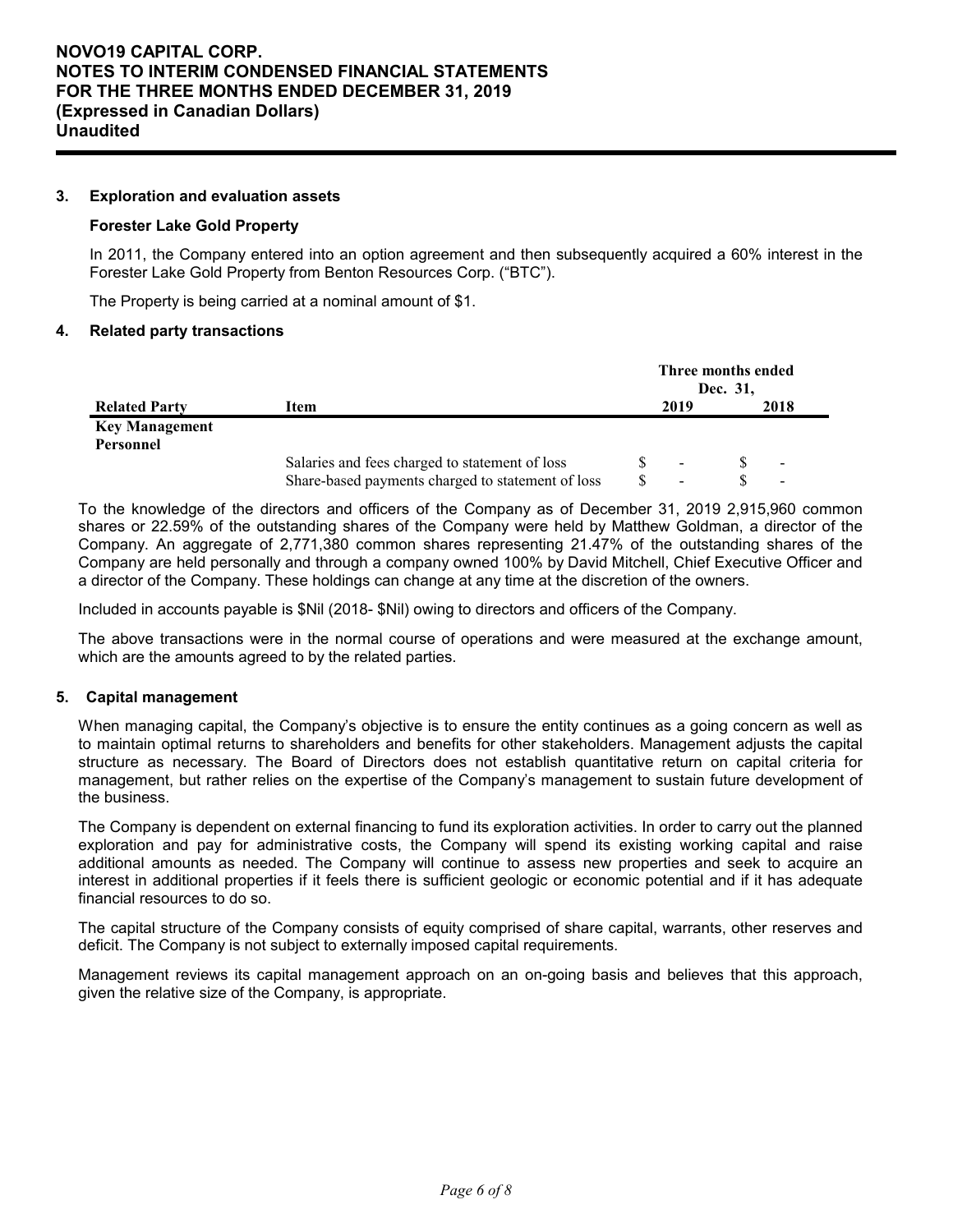### 3. Exploration and evaluation assets

**Forester Lake Gold Property**

In 2011, the Company entered into an option agreement and then subsequently acquired a 60% interest in the Forester Lake Gold Property from Benton Resources Corp. ("BTC").

The Property is being carried at a nominal amount of $1.

### 4. Related party transactions

| Related Party | Item | Three months ended Dec. 31, 2019 | Three months ended Dec. 31, 2018 |
|---|---|---|---|
| **Key Management Personnel** | | | |
| | Salaries and fees charged to statement of loss | $ - | $ - |
| | Share-based payments charged to statement of loss | $ - | $ - |

To the knowledge of the directors and officers of the Company as of December 31, 2019 2,915,960 common shares or 22.59% of the outstanding shares of the Company were held by Matthew Goldman, a director of the Company. An aggregate of 2,771,380 common shares representing 21.47% of the outstanding shares of the Company are held personally and through a company owned 100% by David Mitchell, Chief Executive Officer and a director of the Company. These holdings can change at any time at the discretion of the owners.

Included in accounts payable is $Nil (2018- $Nil) owing to directors and officers of the Company.

The above transactions were in the normal course of operations and were measured at the exchange amount, which are the amounts agreed to by the related parties.

### 5. Capital management

When managing capital, the Company's objective is to ensure the entity continues as a going concern as well as to maintain optimal returns to shareholders and benefits for other stakeholders. Management adjusts the capital structure as necessary. The Board of Directors does not establish quantitative return on capital criteria for management, but rather relies on the expertise of the Company's management to sustain future development of the business.

The Company is dependent on external financing to fund its exploration activities. In order to carry out the planned exploration and pay for administrative costs, the Company will spend its existing working capital and raise additional amounts as needed. The Company will continue to assess new properties and seek to acquire an interest in additional properties if it feels there is sufficient geologic or economic potential and if it has adequate financial resources to do so.

The capital structure of the Company consists of equity comprised of share capital, warrants, other reserves and deficit. The Company is not subject to externally imposed capital requirements.

Management reviews its capital management approach on an on-going basis and believes that this approach, given the relative size of the Company, is appropriate.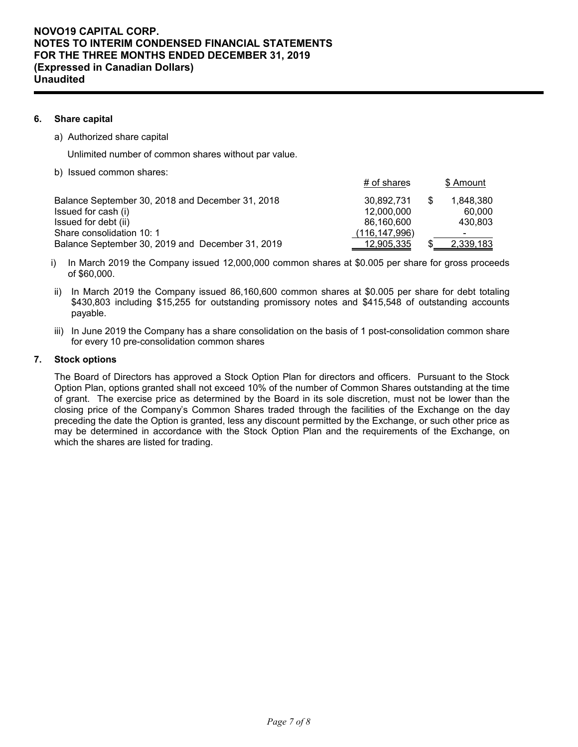## 6. Share capital

a) Authorized share capital

Unlimited number of common shares without par value.

b) Issued common shares:

| | # of shares | $ Amount |
|---|---|---|
| Balance September 30, 2018 and December 31, 2018 | 30,892,731 | $ 1,848,380 |
| Issued for cash (i) | 12,000,000 | 60,000 |
| Issued for debt (ii) | 86,160,600 | 430,803 |
| Share consolidation 10: 1 | (116,147,996) | - |
| Balance September 30, 2019 and December 31, 2019 | 12,905,335 | $ 2,339,183 |

i) In March 2019 the Company issued 12,000,000 common shares at $0.005 per share for gross proceeds of $60,000.

ii) In March 2019 the Company issued 86,160,600 common shares at $0.005 per share for debt totaling $430,803 including $15,255 for outstanding promissory notes and $415,548 of outstanding accounts payable.

iii) In June 2019 the Company has a share consolidation on the basis of 1 post-consolidation common share for every 10 pre-consolidation common shares

## 7. Stock options

The Board of Directors has approved a Stock Option Plan for directors and officers. Pursuant to the Stock Option Plan, options granted shall not exceed 10% of the number of Common Shares outstanding at the time of grant. The exercise price as determined by the Board in its sole discretion, must not be lower than the closing price of the Company's Common Shares traded through the facilities of the Exchange on the day preceding the date the Option is granted, less any discount permitted by the Exchange, or such other price as may be determined in accordance with the Stock Option Plan and the requirements of the Exchange, on which the shares are listed for trading.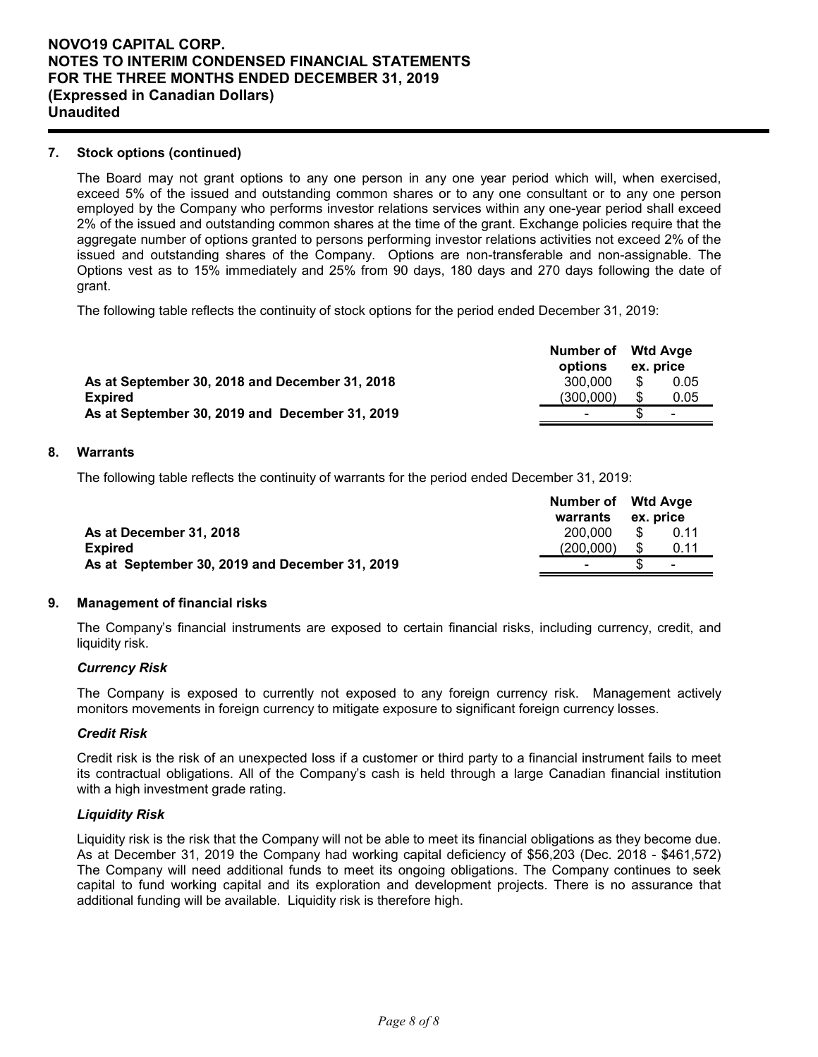## 7. Stock options (continued)

The Board may not grant options to any one person in any one year period which will, when exercised, exceed 5% of the issued and outstanding common shares or to any one consultant or to any one person employed by the Company who performs investor relations services within any one-year period shall exceed 2% of the issued and outstanding common shares at the time of the grant. Exchange policies require that the aggregate number of options granted to persons performing investor relations activities not exceed 2% of the issued and outstanding shares of the Company. Options are non-transferable and non-assignable. The Options vest as to 15% immediately and 25% from 90 days, 180 days and 270 days following the date of grant.

The following table reflects the continuity of stock options for the period ended December 31, 2019:

| | Number of options | Wtd Avge ex. price |
|---|---|---|
| **As at September 30, 2018 and December 31, 2018** | 300,000 | $ 0.05 |
| **Expired** | (300,000) | $ 0.05 |
| **As at September 30, 2019 and December 31, 2019** | - | $ - |

## 8. Warrants

The following table reflects the continuity of warrants for the period ended December 31, 2019:

| | Number of warrants | Wtd Avge ex. price |
|---|---|---|
| **As at December 31, 2018** | 200,000 | $ 0.11 |
| **Expired** | (200,000) | $ 0.11 |
| **As at September 30, 2019 and December 31, 2019** | - | $ - |

## 9. Management of financial risks

The Company's financial instruments are exposed to certain financial risks, including currency, credit, and liquidity risk.

### *Currency Risk*

The Company is exposed to currently not exposed to any foreign currency risk. Management actively monitors movements in foreign currency to mitigate exposure to significant foreign currency losses.

### *Credit Risk*

Credit risk is the risk of an unexpected loss if a customer or third party to a financial instrument fails to meet its contractual obligations. All of the Company's cash is held through a large Canadian financial institution with a high investment grade rating.

### *Liquidity Risk*

Liquidity risk is the risk that the Company will not be able to meet its financial obligations as they become due. As at December 31, 2019 the Company had working capital deficiency of $56,203 (Dec. 2018 - $461,572) The Company will need additional funds to meet its ongoing obligations. The Company continues to seek capital to fund working capital and its exploration and development projects. There is no assurance that additional funding will be available. Liquidity risk is therefore high.